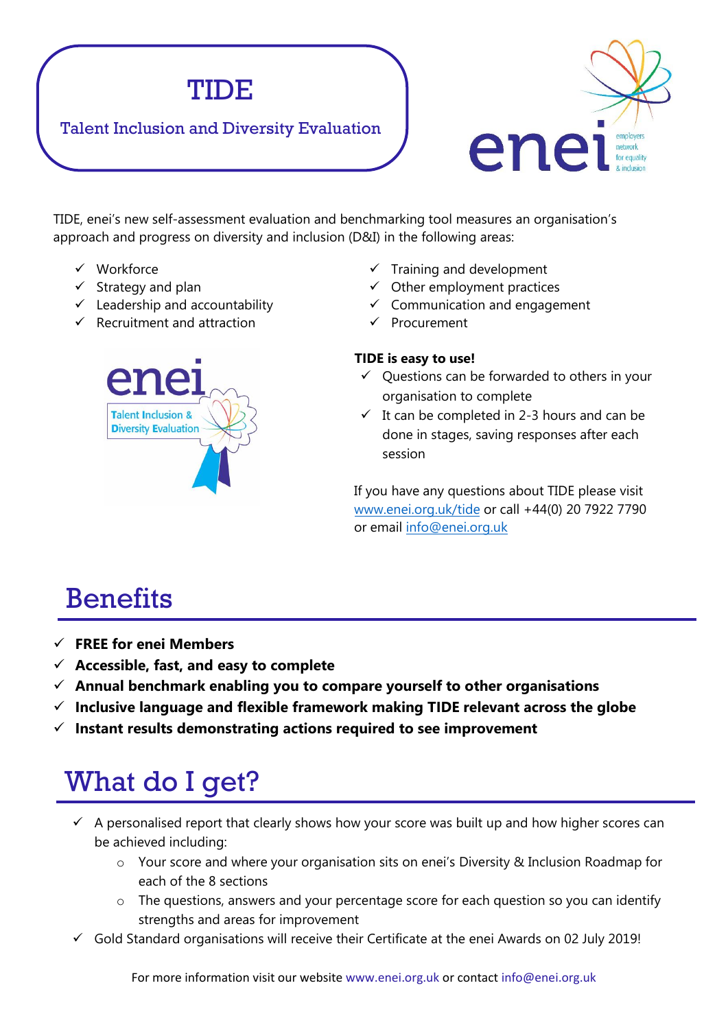# TIDE

Talent Inclusion and Diversity Evaluation

TIDE, enei's new self-assessment evaluation and benchmarking tool measures an organisation's approach and progress on diversity and inclusion (D&I) in the following areas:

- ✓ Workforce
- ✓ Strategy and plan
- ✓ Leadership and accountability
- ✓ Recruitment and attraction
- ✓ Training and development
- ✓ Other employment practices
- ✓ Communication and engagement
- ✓ Procurement

**TIDE is easy to use!**

- ✓ Questions can be forwarded to others in your organisation to complete
- ✓ It can be completed in 2-3 hours and can be done in stages, saving responses after each session

If you have any questions about TIDE please visit [www.enei.org.uk/tide](http://www.enei.org.uk/tide) or call +44(0) 20 7922 7790 or email [info@enei.org.uk](mailto:info@enei.org.uk)

## Benefits

- ✓ **FREE for enei Members**
- ✓ **Accessible, fast, and easy to complete**
- ✓ **Annual benchmark enabling you to compare yourself to other organisations**
- ✓ **Inclusive language and flexible framework making TIDE relevant across the globe**
- ✓ **Instant results demonstrating actions required to see improvement**

## What do I get?

- ✓ A personalised report that clearly shows how your score was built up and how higher scores can be achieved including:
  - Your score and where your organisation sits on enei's Diversity & Inclusion Roadmap for each of the 8 sections
  - The questions, answers and your percentage score for each question so you can identify strengths and areas for improvement
- ✓ Gold Standard organisations will receive their Certificate at the enei Awards on 02 July 2019!

For more information visit our website www.enei.org.uk or contact info@enei.org.uk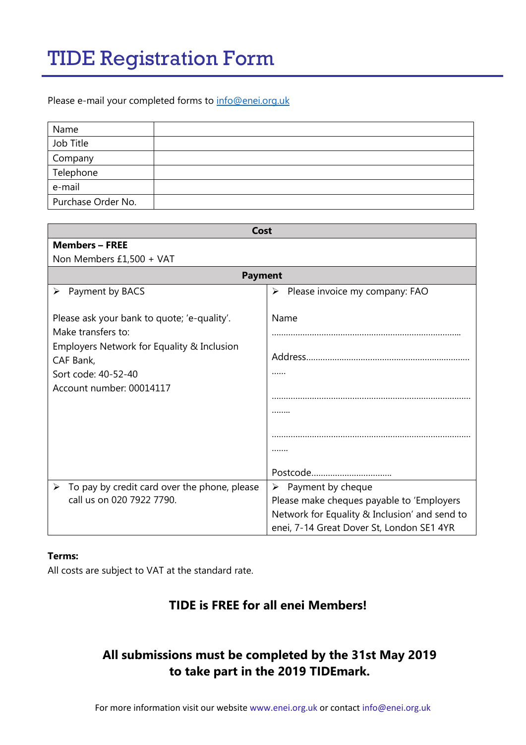# TIDE Registration Form

Please e-mail your completed forms to info@enei.org.uk

| | |
|---|---|
| Name | |
| Job Title | |
| Company | |
| Telephone | |
| e-mail | |
| Purchase Order No. | |

| **Cost** | |
|---|---|
| **Members – FREE**<br>Non Members £1,500 + VAT | |
| **Payment** | |
| ➢ Payment by BACS<br><br>Please ask your bank to quote; 'e-quality'.<br>Make transfers to:<br>Employers Network for Equality & Inclusion<br>CAF Bank,<br>Sort code: 40-52-40<br>Account number: 00014117 | ➢ Please invoice my company: FAO<br><br>Name ……………………………………………………………………<br><br>Address……………………………………………………………<br>……<br>………………………………………………………………………<br>……..<br>………………………………………………………………………<br>…….<br><br>Postcode…………………………… |
| ➢ To pay by credit card over the phone, please call us on 020 7922 7790. | ➢ Payment by cheque<br>Please make cheques payable to 'Employers Network for Equality & Inclusion' and send to enei, 7-14 Great Dover St, London SE1 4YR |

**Terms:**
All costs are subject to VAT at the standard rate.

**TIDE is FREE for all enei Members!**

**All submissions must be completed by the 31st May 2019 to take part in the 2019 TIDEmark.**

For more information visit our website www.enei.org.uk or contact info@enei.org.uk